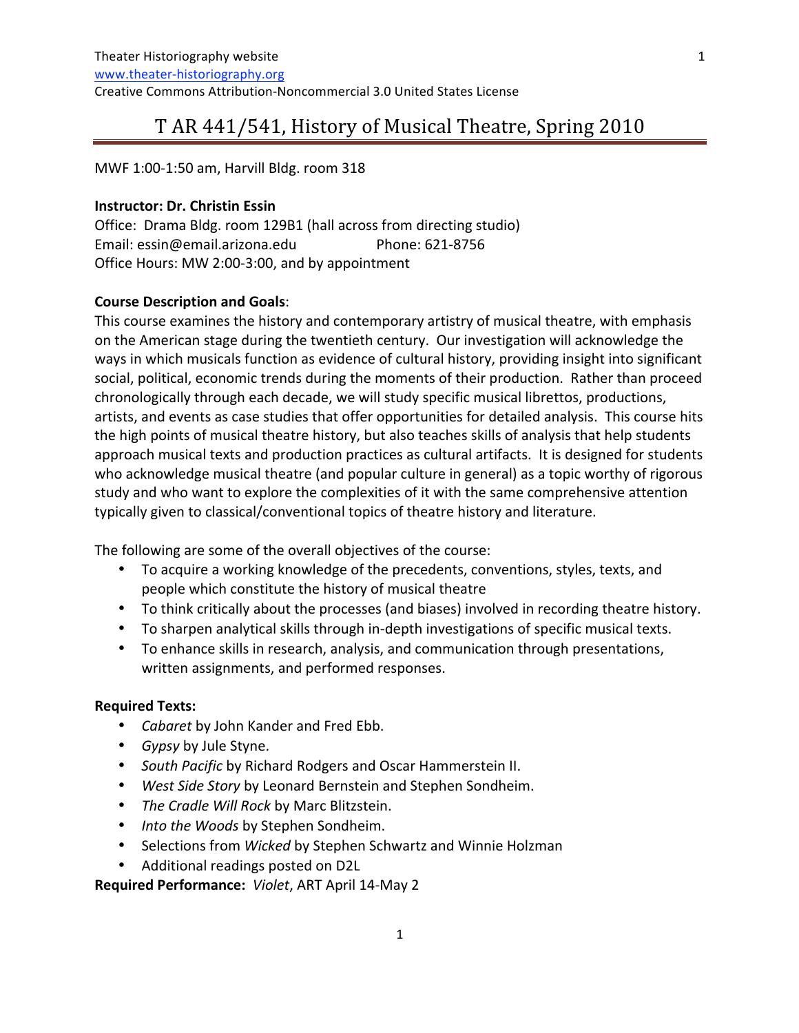# T AR 441/541, History of Musical Theatre, Spring 2010

MWF 1:00-1:50 am, Harvill Bldg. room 318

**Instructor: Dr. Christin Essin**
Office: Drama Bldg. room 129B1 (hall across from directing studio)
Email: essin@email.arizona.edu Phone: 621-8756
Office Hours: MW 2:00-3:00, and by appointment

**Course Description and Goals**:
This course examines the history and contemporary artistry of musical theatre, with emphasis on the American stage during the twentieth century. Our investigation will acknowledge the ways in which musicals function as evidence of cultural history, providing insight into significant social, political, economic trends during the moments of their production. Rather than proceed chronologically through each decade, we will study specific musical librettos, productions, artists, and events as case studies that offer opportunities for detailed analysis. This course hits the high points of musical theatre history, but also teaches skills of analysis that help students approach musical texts and production practices as cultural artifacts. It is designed for students who acknowledge musical theatre (and popular culture in general) as a topic worthy of rigorous study and who want to explore the complexities of it with the same comprehensive attention typically given to classical/conventional topics of theatre history and literature.

The following are some of the overall objectives of the course:

- To acquire a working knowledge of the precedents, conventions, styles, texts, and people which constitute the history of musical theatre
- To think critically about the processes (and biases) involved in recording theatre history.
- To sharpen analytical skills through in-depth investigations of specific musical texts.
- To enhance skills in research, analysis, and communication through presentations, written assignments, and performed responses.

**Required Texts:**

- *Cabaret* by John Kander and Fred Ebb.
- *Gypsy* by Jule Styne.
- *South Pacific* by Richard Rodgers and Oscar Hammerstein II.
- *West Side Story* by Leonard Bernstein and Stephen Sondheim.
- *The Cradle Will Rock* by Marc Blitzstein.
- *Into the Woods* by Stephen Sondheim.
- Selections from *Wicked* by Stephen Schwartz and Winnie Holzman
- Additional readings posted on D2L

**Required Performance:** *Violet*, ART April 14-May 2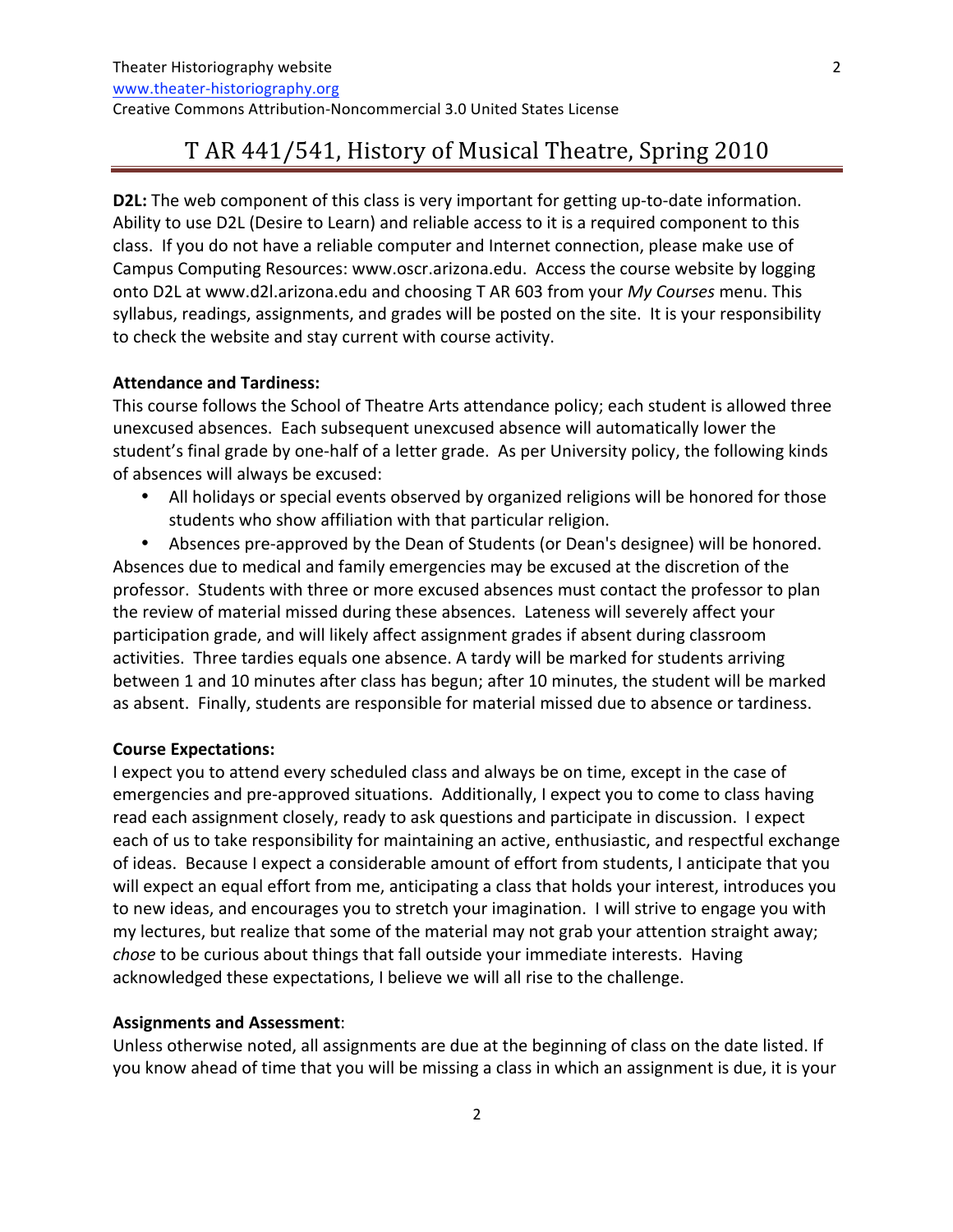# T AR 441/541, History of Musical Theatre, Spring 2010

**D2L:** The web component of this class is very important for getting up-to-date information. Ability to use D2L (Desire to Learn) and reliable access to it is a required component to this class. If you do not have a reliable computer and Internet connection, please make use of Campus Computing Resources: www.oscr.arizona.edu. Access the course website by logging onto D2L at www.d2l.arizona.edu and choosing T AR 603 from your *My Courses* menu. This syllabus, readings, assignments, and grades will be posted on the site. It is your responsibility to check the website and stay current with course activity.

**Attendance and Tardiness:**
This course follows the School of Theatre Arts attendance policy; each student is allowed three unexcused absences. Each subsequent unexcused absence will automatically lower the student's final grade by one-half of a letter grade. As per University policy, the following kinds of absences will always be excused:

- All holidays or special events observed by organized religions will be honored for those students who show affiliation with that particular religion.
- Absences pre-approved by the Dean of Students (or Dean's designee) will be honored.

Absences due to medical and family emergencies may be excused at the discretion of the professor. Students with three or more excused absences must contact the professor to plan the review of material missed during these absences. Lateness will severely affect your participation grade, and will likely affect assignment grades if absent during classroom activities. Three tardies equals one absence. A tardy will be marked for students arriving between 1 and 10 minutes after class has begun; after 10 minutes, the student will be marked as absent. Finally, students are responsible for material missed due to absence or tardiness.

**Course Expectations:**
I expect you to attend every scheduled class and always be on time, except in the case of emergencies and pre-approved situations. Additionally, I expect you to come to class having read each assignment closely, ready to ask questions and participate in discussion. I expect each of us to take responsibility for maintaining an active, enthusiastic, and respectful exchange of ideas. Because I expect a considerable amount of effort from students, I anticipate that you will expect an equal effort from me, anticipating a class that holds your interest, introduces you to new ideas, and encourages you to stretch your imagination. I will strive to engage you with my lectures, but realize that some of the material may not grab your attention straight away; *chose* to be curious about things that fall outside your immediate interests. Having acknowledged these expectations, I believe we will all rise to the challenge.

**Assignments and Assessment**:
Unless otherwise noted, all assignments are due at the beginning of class on the date listed. If you know ahead of time that you will be missing a class in which an assignment is due, it is your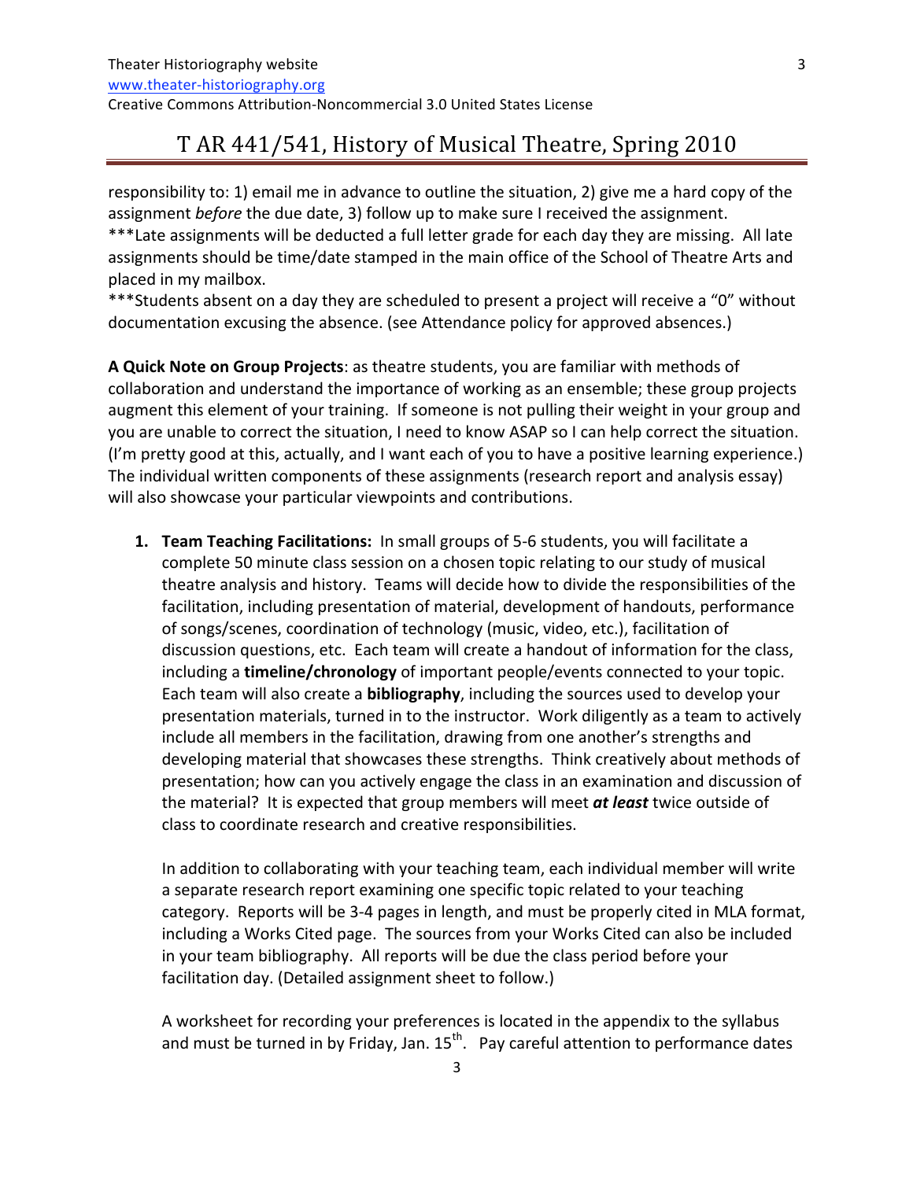responsibility to: 1) email me in advance to outline the situation, 2) give me a hard copy of the assignment *before* the due date, 3) follow up to make sure I received the assignment.
***Late assignments will be deducted a full letter grade for each day they are missing. All late assignments should be time/date stamped in the main office of the School of Theatre Arts and placed in my mailbox.
***Students absent on a day they are scheduled to present a project will receive a "0" without documentation excusing the absence. (see Attendance policy for approved absences.)

**A Quick Note on Group Projects**: as theatre students, you are familiar with methods of collaboration and understand the importance of working as an ensemble; these group projects augment this element of your training. If someone is not pulling their weight in your group and you are unable to correct the situation, I need to know ASAP so I can help correct the situation. (I'm pretty good at this, actually, and I want each of you to have a positive learning experience.) The individual written components of these assignments (research report and analysis essay) will also showcase your particular viewpoints and contributions.

1. **Team Teaching Facilitations:** In small groups of 5-6 students, you will facilitate a complete 50 minute class session on a chosen topic relating to our study of musical theatre analysis and history. Teams will decide how to divide the responsibilities of the facilitation, including presentation of material, development of handouts, performance of songs/scenes, coordination of technology (music, video, etc.), facilitation of discussion questions, etc. Each team will create a handout of information for the class, including a **timeline/chronology** of important people/events connected to your topic. Each team will also create a **bibliography**, including the sources used to develop your presentation materials, turned in to the instructor. Work diligently as a team to actively include all members in the facilitation, drawing from one another's strengths and developing material that showcases these strengths. Think creatively about methods of presentation; how can you actively engage the class in an examination and discussion of the material? It is expected that group members will meet ***at least*** twice outside of class to coordinate research and creative responsibilities.

   In addition to collaborating with your teaching team, each individual member will write a separate research report examining one specific topic related to your teaching category. Reports will be 3-4 pages in length, and must be properly cited in MLA format, including a Works Cited page. The sources from your Works Cited can also be included in your team bibliography. All reports will be due the class period before your facilitation day. (Detailed assignment sheet to follow.)

   A worksheet for recording your preferences is located in the appendix to the syllabus and must be turned in by Friday, Jan. 15th. Pay careful attention to performance dates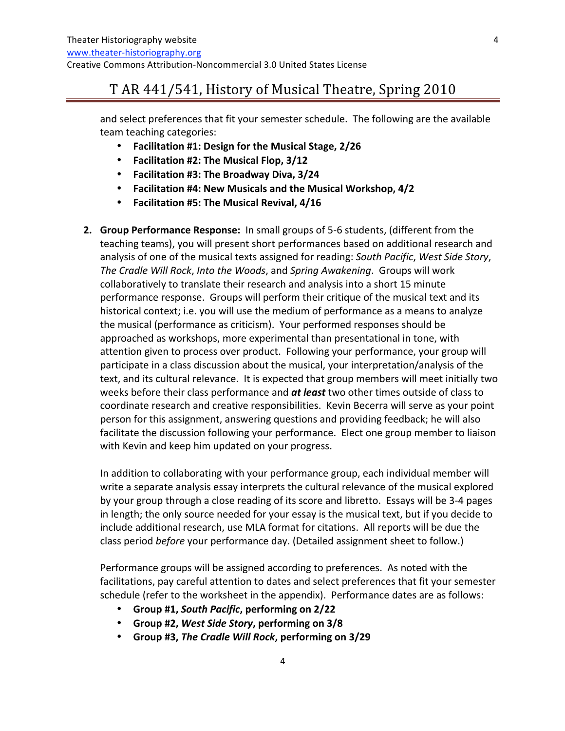and select preferences that fit your semester schedule. The following are the available team teaching categories:

- **Facilitation #1: Design for the Musical Stage, 2/26**
- **Facilitation #2: The Musical Flop, 3/12**
- **Facilitation #3: The Broadway Diva, 3/24**
- **Facilitation #4: New Musicals and the Musical Workshop, 4/2**
- **Facilitation #5: The Musical Revival, 4/16**

2. **Group Performance Response:** In small groups of 5-6 students, (different from the teaching teams), you will present short performances based on additional research and analysis of one of the musical texts assigned for reading: *South Pacific*, *West Side Story*, *The Cradle Will Rock*, *Into the Woods*, and *Spring Awakening*. Groups will work collaboratively to translate their research and analysis into a short 15 minute performance response. Groups will perform their critique of the musical text and its historical context; i.e. you will use the medium of performance as a means to analyze the musical (performance as criticism). Your performed responses should be approached as workshops, more experimental than presentational in tone, with attention given to process over product. Following your performance, your group will participate in a class discussion about the musical, your interpretation/analysis of the text, and its cultural relevance. It is expected that group members will meet initially two weeks before their class performance and ***at least*** two other times outside of class to coordinate research and creative responsibilities. Kevin Becerra will serve as your point person for this assignment, answering questions and providing feedback; he will also facilitate the discussion following your performance. Elect one group member to liaison with Kevin and keep him updated on your progress.

   In addition to collaborating with your performance group, each individual member will write a separate analysis essay interprets the cultural relevance of the musical explored by your group through a close reading of its score and libretto. Essays will be 3-4 pages in length; the only source needed for your essay is the musical text, but if you decide to include additional research, use MLA format for citations. All reports will be due the class period *before* your performance day. (Detailed assignment sheet to follow.)

   Performance groups will be assigned according to preferences. As noted with the facilitations, pay careful attention to dates and select preferences that fit your semester schedule (refer to the worksheet in the appendix). Performance dates are as follows:

   - **Group #1, *South Pacific*, performing on 2/22**
   - **Group #2, *West Side Story*, performing on 3/8**
   - **Group #3, *The Cradle Will Rock*, performing on 3/29**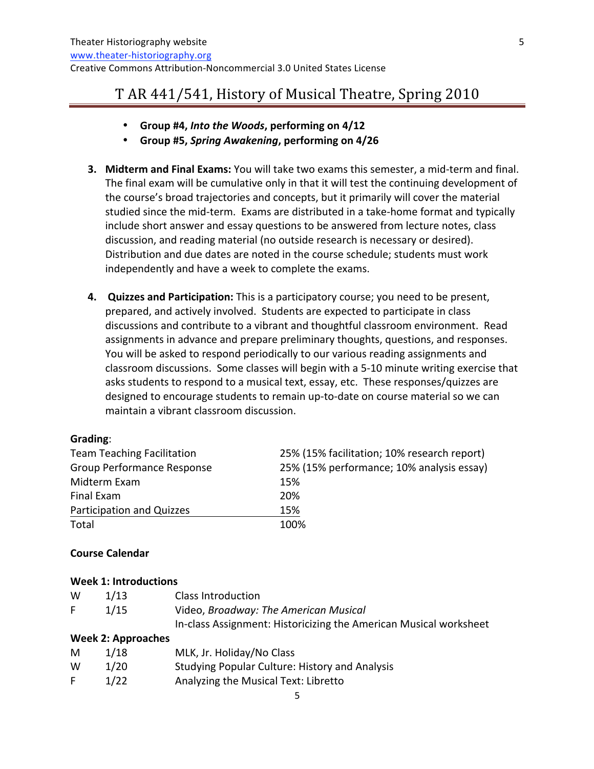- **Group #4, *Into the Woods*, performing on 4/12**
- **Group #5, *Spring Awakening*, performing on 4/26**

3. **Midterm and Final Exams:** You will take two exams this semester, a mid-term and final. The final exam will be cumulative only in that it will test the continuing development of the course's broad trajectories and concepts, but it primarily will cover the material studied since the mid-term. Exams are distributed in a take-home format and typically include short answer and essay questions to be answered from lecture notes, class discussion, and reading material (no outside research is necessary or desired). Distribution and due dates are noted in the course schedule; students must work independently and have a week to complete the exams.

4. **Quizzes and Participation:** This is a participatory course; you need to be present, prepared, and actively involved. Students are expected to participate in class discussions and contribute to a vibrant and thoughtful classroom environment. Read assignments in advance and prepare preliminary thoughts, questions, and responses. You will be asked to respond periodically to our various reading assignments and classroom discussions. Some classes will begin with a 5-10 minute writing exercise that asks students to respond to a musical text, essay, etc. These responses/quizzes are designed to encourage students to remain up-to-date on course material so we can maintain a vibrant classroom discussion.

**Grading**:

| | |
|---|---|
| Team Teaching Facilitation | 25% (15% facilitation; 10% research report) |
| Group Performance Response | 25% (15% performance; 10% analysis essay) |
| Midterm Exam | 15% |
| Final Exam | 20% |
| Participation and Quizzes | 15% |
| Total | 100% |

**Course Calendar**

**Week 1: Introductions**

| | | |
|---|---|---|
| W | 1/13 | Class Introduction |
| F | 1/15 | Video, *Broadway: The American Musical*<br>In-class Assignment: Historicizing the American Musical worksheet |

**Week 2: Approaches**

| | | |
|---|---|---|
| M | 1/18 | MLK, Jr. Holiday/No Class |
| W | 1/20 | Studying Popular Culture: History and Analysis |
| F | 1/22 | Analyzing the Musical Text: Libretto |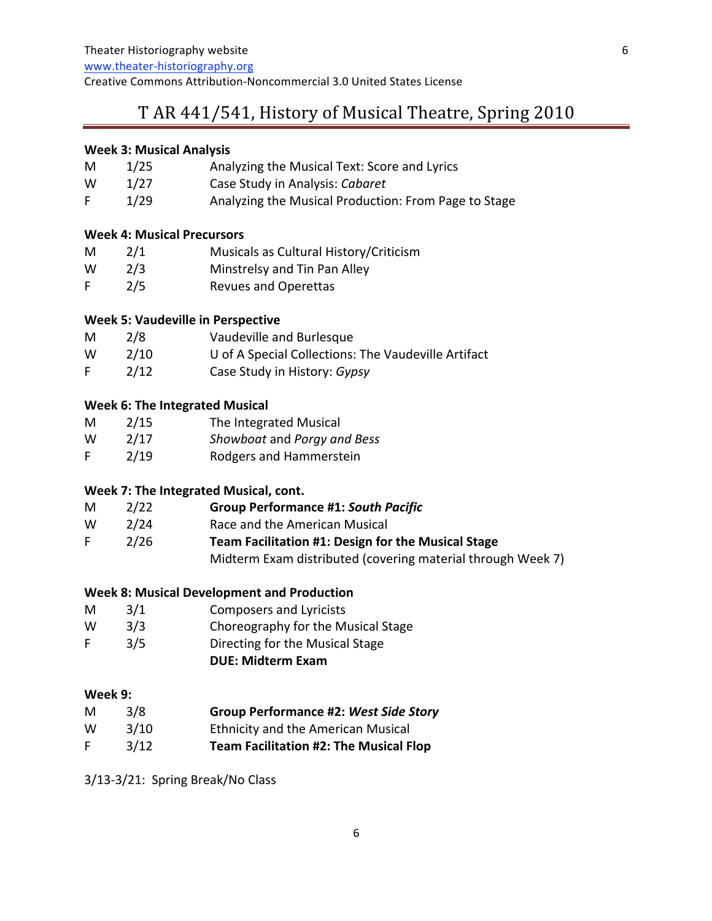# T AR 441/541, History of Musical Theatre, Spring 2010

**Week 3: Musical Analysis**

| | | |
|---|---|---|
| M | 1/25 | Analyzing the Musical Text: Score and Lyrics |
| W | 1/27 | Case Study in Analysis: *Cabaret* |
| F | 1/29 | Analyzing the Musical Production: From Page to Stage |

**Week 4: Musical Precursors**

| | | |
|---|---|---|
| M | 2/1 | Musicals as Cultural History/Criticism |
| W | 2/3 | Minstrelsy and Tin Pan Alley |
| F | 2/5 | Revues and Operettas |

**Week 5: Vaudeville in Perspective**

| | | |
|---|---|---|
| M | 2/8 | Vaudeville and Burlesque |
| W | 2/10 | U of A Special Collections: The Vaudeville Artifact |
| F | 2/12 | Case Study in History: *Gypsy* |

**Week 6: The Integrated Musical**

| | | |
|---|---|---|
| M | 2/15 | The Integrated Musical |
| W | 2/17 | *Showboat* and *Porgy and Bess* |
| F | 2/19 | Rodgers and Hammerstein |

**Week 7: The Integrated Musical, cont.**

| | | |
|---|---|---|
| M | 2/22 | **Group Performance #1: *South Pacific*** |
| W | 2/24 | Race and the American Musical |
| F | 2/26 | **Team Facilitation #1: Design for the Musical Stage** |
| | | Midterm Exam distributed (covering material through Week 7) |

**Week 8: Musical Development and Production**

| | | |
|---|---|---|
| M | 3/1 | Composers and Lyricists |
| W | 3/3 | Choreography for the Musical Stage |
| F | 3/5 | Directing for the Musical Stage |
| | | **DUE: Midterm Exam** |

**Week 9:**

| | | |
|---|---|---|
| M | 3/8 | **Group Performance #2: *West Side Story*** |
| W | 3/10 | Ethnicity and the American Musical |
| F | 3/12 | **Team Facilitation #2: The Musical Flop** |

3/13-3/21: Spring Break/No Class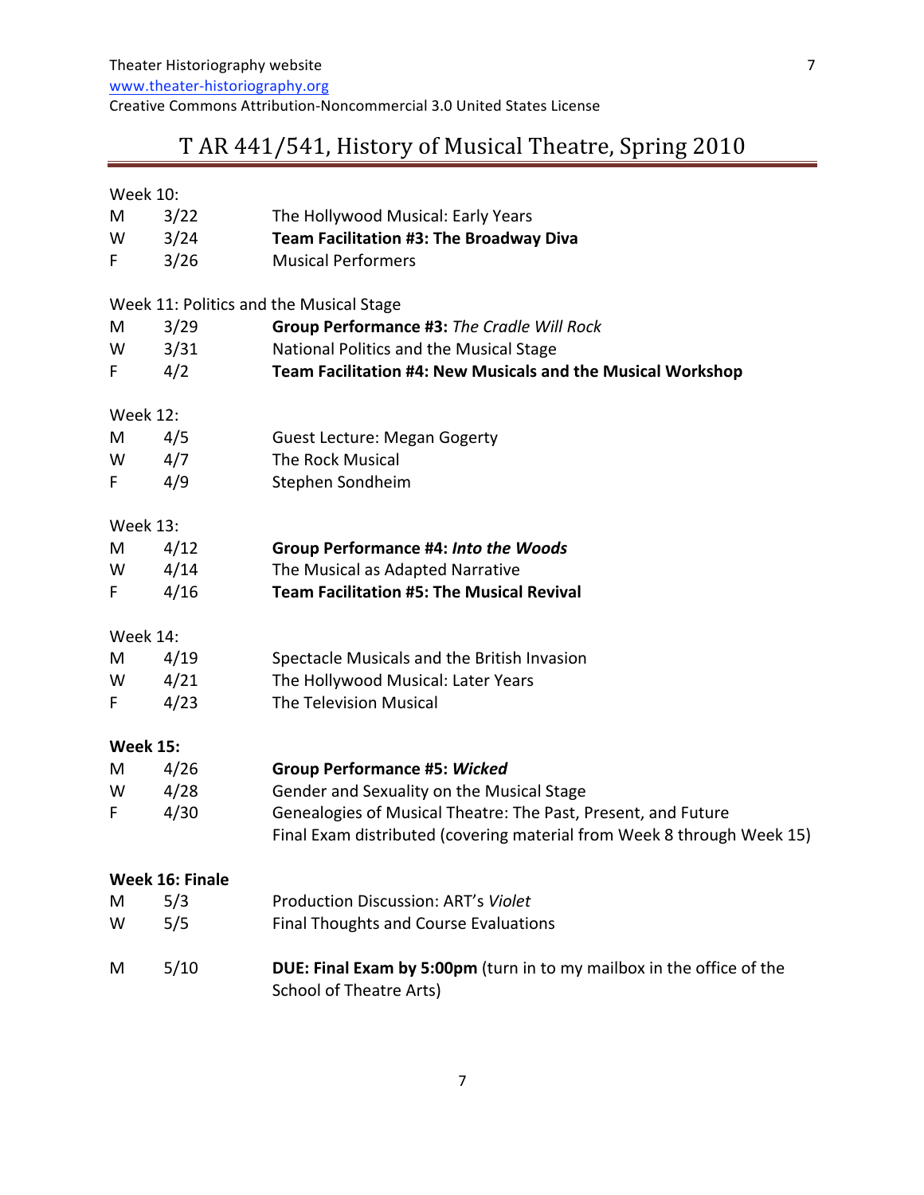## T AR 441/541, History of Musical Theatre, Spring 2010

Week 10:

| | | |
|---|---|---|
| M | 3/22 | The Hollywood Musical: Early Years |
| W | 3/24 | **Team Facilitation #3: The Broadway Diva** |
| F | 3/26 | Musical Performers |

Week 11: Politics and the Musical Stage

| | | |
|---|---|---|
| M | 3/29 | **Group Performance #3:** *The Cradle Will Rock* |
| W | 3/31 | National Politics and the Musical Stage |
| F | 4/2 | **Team Facilitation #4: New Musicals and the Musical Workshop** |

Week 12:

| | | |
|---|---|---|
| M | 4/5 | Guest Lecture: Megan Gogerty |
| W | 4/7 | The Rock Musical |
| F | 4/9 | Stephen Sondheim |

Week 13:

| | | |
|---|---|---|
| M | 4/12 | **Group Performance #4: *Into the Woods*** |
| W | 4/14 | The Musical as Adapted Narrative |
| F | 4/16 | **Team Facilitation #5: The Musical Revival** |

Week 14:

| | | |
|---|---|---|
| M | 4/19 | Spectacle Musicals and the British Invasion |
| W | 4/21 | The Hollywood Musical: Later Years |
| F | 4/23 | The Television Musical |

**Week 15:**

| | | |
|---|---|---|
| M | 4/26 | **Group Performance #5: *Wicked*** |
| W | 4/28 | Gender and Sexuality on the Musical Stage |
| F | 4/30 | Genealogies of Musical Theatre: The Past, Present, and Future<br>Final Exam distributed (covering material from Week 8 through Week 15) |

**Week 16: Finale**

| | | |
|---|---|---|
| M | 5/3 | Production Discussion: ART's *Violet* |
| W | 5/5 | Final Thoughts and Course Evaluations |

| | | |
|---|---|---|
| M | 5/10 | **DUE: Final Exam by 5:00pm** (turn in to my mailbox in the office of the School of Theatre Arts) |